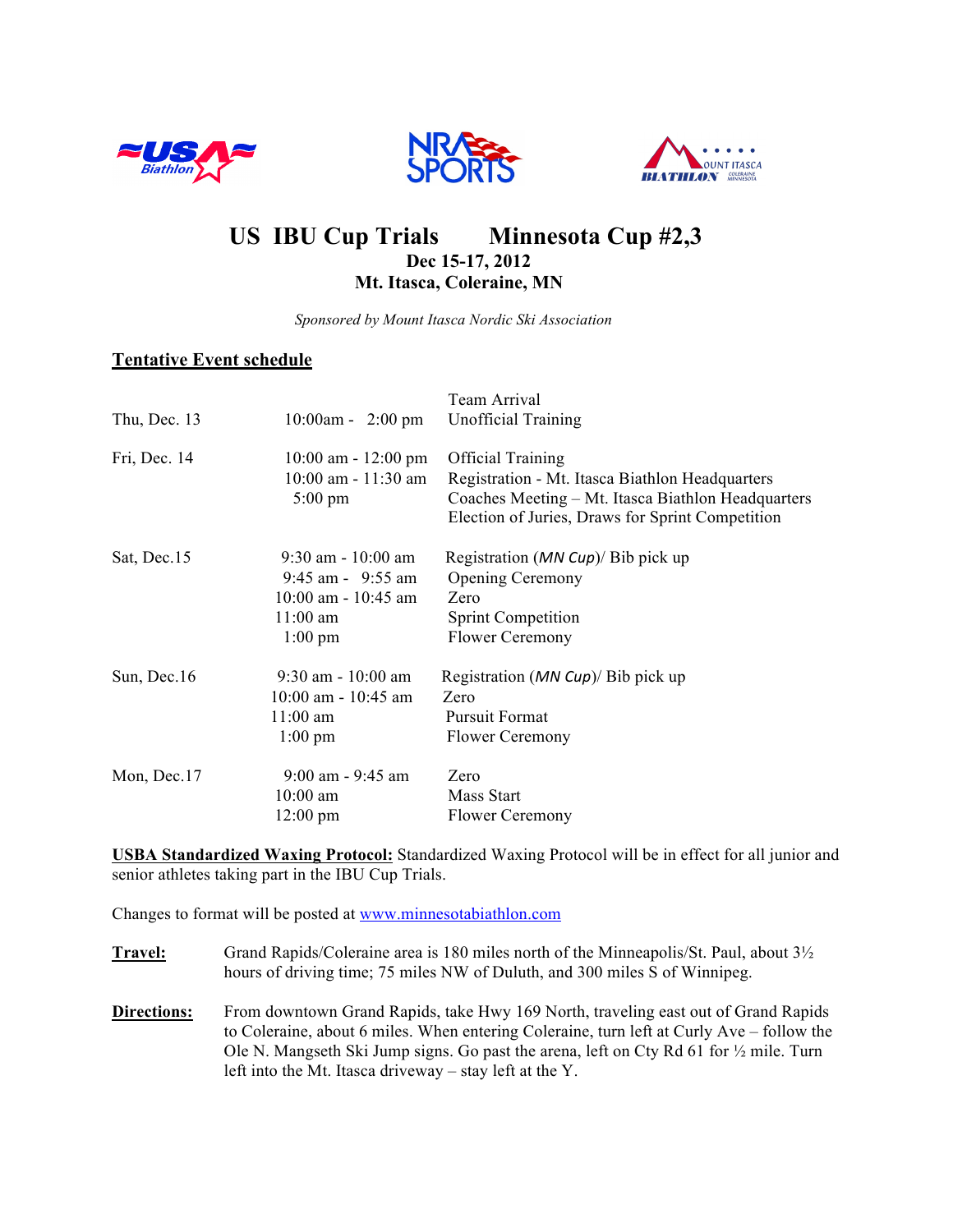# US IBU Cup Trials Minnesota Cup #2,3

**Dec 15-17, 2012**

**Mt. Itasca, Coleraine, MN**

*Sponsored by Mount Itasca Nordic Ski Association*

## Tentative Event schedule

| | | |
|---|---|---|
| | | Team Arrival |
| Thu, Dec. 13 | 10:00am - 2:00 pm | Unofficial Training |
| Fri, Dec. 14 | 10:00 am - 12:00 pm | Official Training |
| | 10:00 am - 11:30 am | Registration - Mt. Itasca Biathlon Headquarters |
| | 5:00 pm | Coaches Meeting – Mt. Itasca Biathlon Headquarters |
| | | Election of Juries, Draws for Sprint Competition |
| Sat, Dec.15 | 9:30 am - 10:00 am | Registration (*MN Cup*)/ Bib pick up |
| | 9:45 am - 9:55 am | Opening Ceremony |
| | 10:00 am - 10:45 am | Zero |
| | 11:00 am | Sprint Competition |
| | 1:00 pm | Flower Ceremony |
| Sun, Dec.16 | 9:30 am - 10:00 am | Registration (*MN Cup*)/ Bib pick up |
| | 10:00 am - 10:45 am | Zero |
| | 11:00 am | Pursuit Format |
| | 1:00 pm | Flower Ceremony |
| Mon, Dec.17 | 9:00 am - 9:45 am | Zero |
| | 10:00 am | Mass Start |
| | 12:00 pm | Flower Ceremony |

**USBA Standardized Waxing Protocol:** Standardized Waxing Protocol will be in effect for all junior and senior athletes taking part in the IBU Cup Trials.

Changes to format will be posted at www.minnesotabiathlon.com

**Travel:** Grand Rapids/Coleraine area is 180 miles north of the Minneapolis/St. Paul, about 3½ hours of driving time; 75 miles NW of Duluth, and 300 miles S of Winnipeg.

**Directions:** From downtown Grand Rapids, take Hwy 169 North, traveling east out of Grand Rapids to Coleraine, about 6 miles. When entering Coleraine, turn left at Curly Ave – follow the Ole N. Mangseth Ski Jump signs. Go past the arena, left on Cty Rd 61 for ½ mile. Turn left into the Mt. Itasca driveway – stay left at the Y.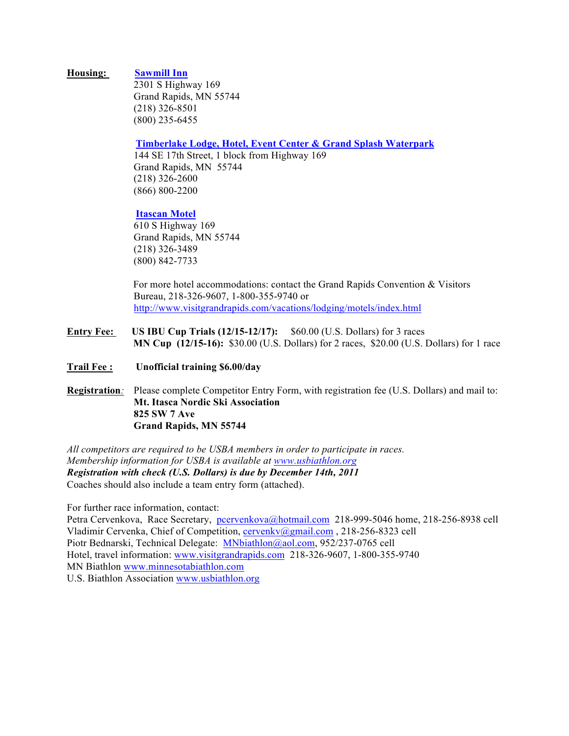**Housing:** [**Sawmill Inn**]
2301 S Highway 169
Grand Rapids, MN 55744
(218) 326-8501
(800) 235-6455

**Timberlake Lodge, Hotel, Event Center & Grand Splash Waterpark**
144 SE 17th Street, 1 block from Highway 169
Grand Rapids, MN 55744
(218) 326-2600
(866) 800-2200

**Itascan Motel**
610 S Highway 169
Grand Rapids, MN 55744
(218) 326-3489
(800) 842-7733

For more hotel accommodations: contact the Grand Rapids Convention & Visitors Bureau, 218-326-9607, 1-800-355-9740 or http://www.visitgrandrapids.com/vacations/lodging/motels/index.html

**Entry Fee:** **US IBU Cup Trials (12/15-12/17):** $60.00 (U.S. Dollars) for 3 races
**MN Cup (12/15-16):** $30.00 (U.S. Dollars) for 2 races, $20.00 (U.S. Dollars) for 1 race

**Trail Fee :** **Unofficial training $6.00/day**

**Registration**: Please complete Competitor Entry Form, with registration fee (U.S. Dollars) and mail to:
**Mt. Itasca Nordic Ski Association**
**825 SW 7 Ave**
**Grand Rapids, MN 55744**

*All competitors are required to be USBA members in order to participate in races.*
*Membership information for USBA is available at www.usbiathlon.org*
***Registration with check (U.S. Dollars) is due by December 14th, 2011***
Coaches should also include a team entry form (attached).

For further race information, contact:
Petra Cervenkova, Race Secretary, pcervenkova@hotmail.com 218-999-5046 home, 218-256-8938 cell
Vladimir Cervenka, Chief of Competition, cervenkv@gmail.com , 218-256-8323 cell
Piotr Bednarski, Technical Delegate: MNbiathlon@aol.com, 952/237-0765 cell
Hotel, travel information: www.visitgrandrapids.com 218-326-9607, 1-800-355-9740
MN Biathlon www.minnesotabiathlon.com
U.S. Biathlon Association www.usbiathlon.org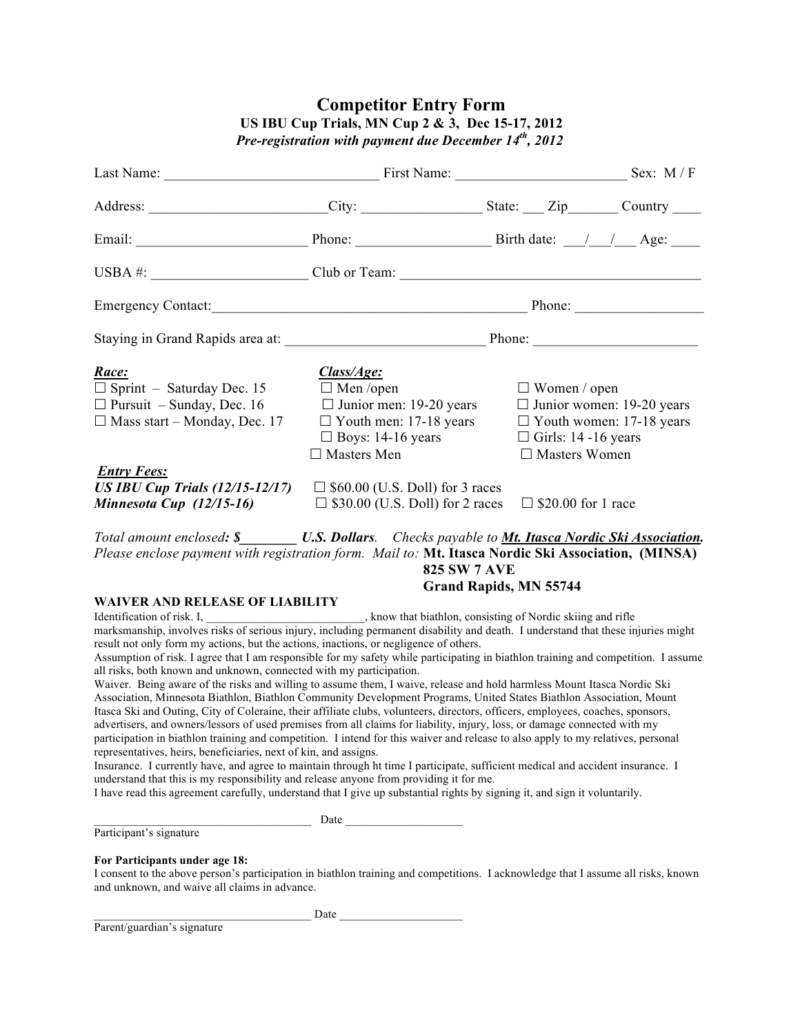# Competitor Entry Form

**US IBU Cup Trials, MN Cup 2 & 3, Dec 15-17, 2012**

***Pre-registration with payment due December 14th, 2012***

Last Name: _____________________________ First Name: ________________________ Sex: M / F

Address: ________________________City: ________________ State: ___ Zip_______ Country ____

Email: _______________________ Phone: __________________ Birth date: ___/___/___ Age: ____

USBA #: _____________________ Club or Team: __________________________________________

Emergency Contact:____________________________________________ Phone: _________________

Staying in Grand Rapids area at: ___________________________ Phone: ______________________

| ***Race:*** | ***Class/Age:*** | |
|---|---|---|
| ☐ Sprint – Saturday Dec. 15 | ☐ Men /open | ☐ Women / open |
| ☐ Pursuit – Sunday, Dec. 16 | ☐ Junior men: 19-20 years | ☐ Junior women: 19-20 years |
| ☐ Mass start – Monday, Dec. 17 | ☐ Youth men: 17-18 years | ☐ Youth women: 17-18 years |
| | ☐ Boys: 14-16 years | ☐ Girls: 14 -16 years |
| | ☐ Masters Men | ☐ Masters Women |

| ***Entry Fees:*** | | |
|---|---|---|
| ***US IBU Cup Trials (12/15-12/17)*** | ☐ $60.00 (U.S. Doll) for 3 races | |
| ***Minnesota Cup (12/15-16)*** | ☐ $30.00 (U.S. Doll) for 2 races | ☐ $20.00 for 1 race |

*Total amount enclosed**: $________ U.S. Dollars**. Checks payable to **Mt. Itasca Nordic Ski Association**.*
*Please enclose payment with registration form. Mail to:* **Mt. Itasca Nordic Ski Association, (MINSA)**
**825 SW 7 AVE**
**Grand Rapids, MN 55744**

**WAIVER AND RELEASE OF LIABILITY**

Identification of risk. I, __________________________, know that biathlon, consisting of Nordic skiing and rifle marksmanship, involves risks of serious injury, including permanent disability and death. I understand that these injuries might result not only form my actions, but the actions, inactions, or negligence of others.

Assumption of risk. I agree that I am responsible for my safety while participating in biathlon training and competition. I assume all risks, both known and unknown, connected with my participation.

Waiver. Being aware of the risks and willing to assume them, I waive, release and hold harmless Mount Itasca Nordic Ski Association, Minnesota Biathlon, Biathlon Community Development Programs, United States Biathlon Association, Mount Itasca Ski and Outing, City of Coleraine, their affiliate clubs, volunteers, directors, officers, employees, coaches, sponsors, advertisers, and owners/lessors of used premises from all claims for liability, injury, loss, or damage connected with my participation in biathlon training and competition. I intend for this waiver and release to also apply to my relatives, personal representatives, heirs, beneficiaries, next of kin, and assigns.

Insurance. I currently have, and agree to maintain through ht time I participate, sufficient medical and accident insurance. I understand that this is my responsibility and release anyone from providing it for me.

I have read this agreement carefully, understand that I give up substantial rights by signing it, and sign it voluntarily.

____________________________________ Date ___________________
Participant's signature

**For Participants under age 18:**

I consent to the above person's participation in biathlon training and competitions. I acknowledge that I assume all risks, known and unknown, and waive all claims in advance.

____________________________________ Date ____________________
Parent/guardian's signature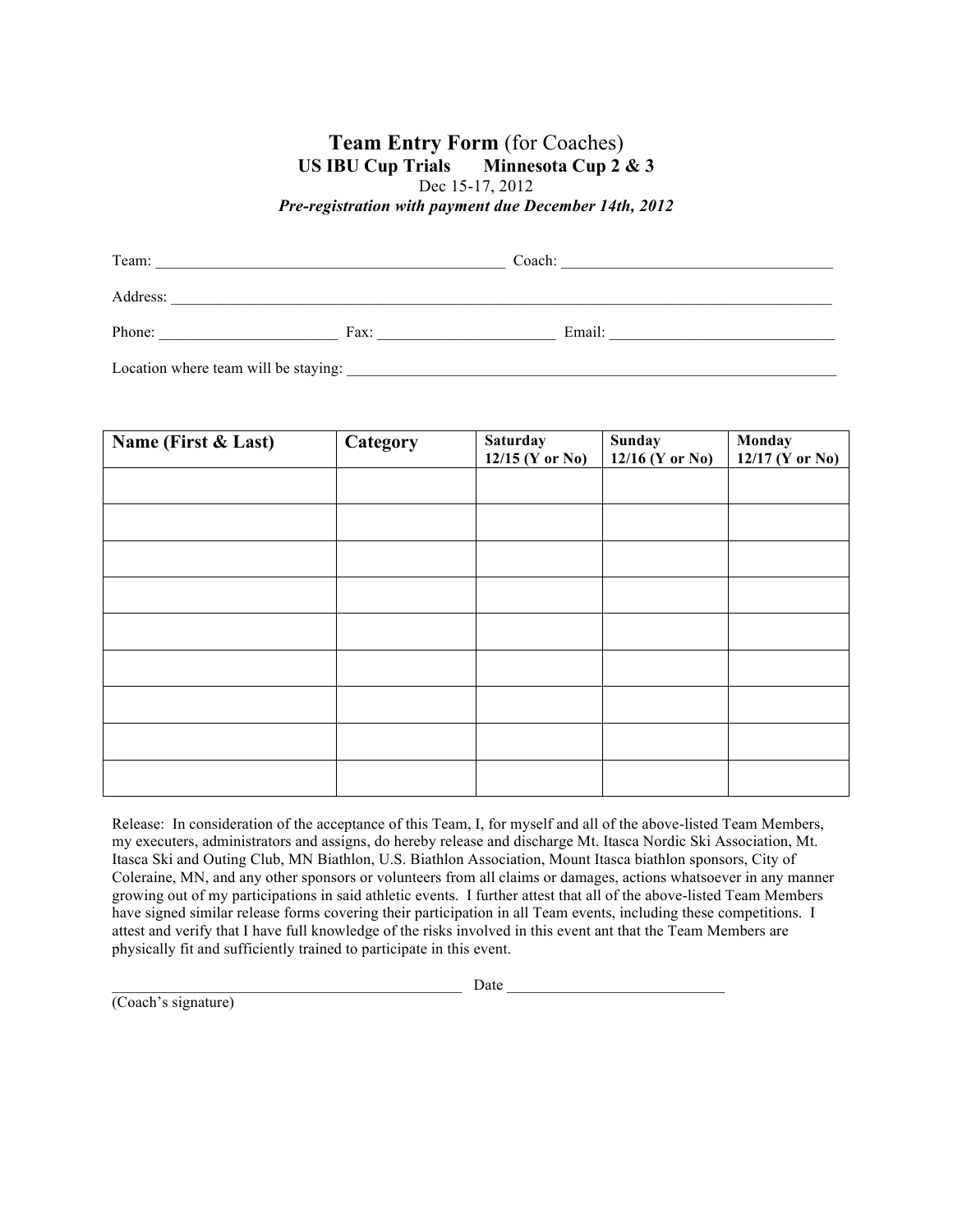# **Team Entry Form** (for Coaches)

**US IBU Cup Trials      Minnesota Cup 2 & 3**

Dec 15-17, 2012

***Pre-registration with payment due December 14th, 2012***

Team: ____________________________________________ Coach: __________________________________

Address: __________________________________________________________________________________

Phone: ______________________ Fax: ______________________ Email: _____________________________

Location where team will be staying: ________________________________________________________

| **Name (First & Last)** | **Category** | **Saturday 12/15 (Y or No)** | **Sunday 12/16 (Y or No)** | **Monday 12/17 (Y or No)** |
|---|---|---|---|---|
| | | | | |
| | | | | |
| | | | | |
| | | | | |
| | | | | |
| | | | | |
| | | | | |
| | | | | |
| | | | | |

Release: In consideration of the acceptance of this Team, I, for myself and all of the above-listed Team Members, my executers, administrators and assigns, do hereby release and discharge Mt. Itasca Nordic Ski Association, Mt. Itasca Ski and Outing Club, MN Biathlon, U.S. Biathlon Association, Mount Itasca biathlon sponsors, City of Coleraine, MN, and any other sponsors or volunteers from all claims or damages, actions whatsoever in any manner growing out of my participations in said athletic events. I further attest that all of the above-listed Team Members have signed similar release forms covering their participation in all Team events, including these competitions. I attest and verify that I have full knowledge of the risks involved in this event ant that the Team Members are physically fit and sufficiently trained to participate in this event.

_____________________________________________ Date ___________________________

(Coach's signature)